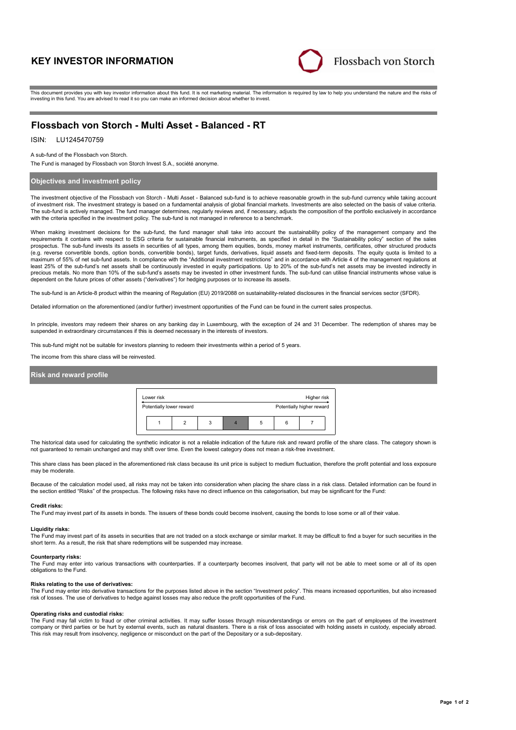# KEY INVESTOR INFORMATION

Flossbach von Storch

This document provides you with key investor information about this fund. It is not marketing material. The information is required by law to help you understand the nature and the risks of investing in this fund. You are advised to read it so you can make an informed decision about whether to invest.

## Flossbach von Storch - Multi Asset - Balanced - RT

ISIN: LU1245470759

A sub-fund of the Flossbach von Storch.

The Fund is managed by Flossbach von Storch Invest S.A., société anonyme.

### Objectives and investment policy

The investment objective of the Flossbach von Storch - Multi Asset - Balanced sub-fund is to achieve reasonable growth in the sub-fund currency while taking account of investment risk. The investment strategy is based on a fundamental analysis of global financial markets. Investments are also selected on the basis of value criteria. The sub-fund is actively managed. The fund manager determines, regularly reviews and, if necessary, adjusts the composition of the portfolio exclusively in accordance with the criteria specified in the investment policy. The sub-fund is not managed in reference to a benchmark.

When making investment decisions for the sub-fund, the fund manager shall take into account the sustainability policy of the management company and the requirements it contains with respect to ESG criteria for sustainable financial instruments, as specified in detail in the "Sustainability policy" section of the sales prospectus. The sub-fund invests its assets in securities of all types, among them equities, bonds, money market instruments, certificates, other structured products (e.g. reverse convertible bonds, option bonds, convertible bonds), target funds, derivatives, liquid assets and fixed-term deposits. The equity quota is limited to a maximum of 55% of net sub-fund assets. In compliance with the "Additional investment restrictions" and in accordance with Article 4 of the management regulations at least 25% of the sub-fund's net assets shall be continuously invested in equity participations. Up to 20% of the sub-fund's net assets may be invested indirectly in precious metals. No more than 10% of the sub-fund's assets may be invested in other investment funds. The sub-fund can utilise financial instruments whose value is dependent on the future prices of other assets ("derivatives") for hedging purposes or to increase its assets.

The sub-fund is an Article-8 product within the meaning of Regulation (EU) 2019/2088 on sustainability-related disclosures in the financial services sector (SFDR).

Detailed information on the aforementioned (and/or further) investment opportunities of the Fund can be found in the current sales prospectus.

In principle, investors may redeem their shares on any banking day in Luxembourg, with the exception of 24 and 31 December. The redemption of shares may be suspended in extraordinary circumstances if this is deemed necessary in the interests of investors.

This sub-fund might not be suitable for investors planning to redeem their investments within a period of 5 years.

The income from this share class will be reinvested.

### Risk and reward profile

| Lower risk | | | | | | Higher risk |
|---|---|---|---|---|---|---|
| Potentially lower reward | | | | | | Potentially higher reward |
| 1 | 2 | 3 | **4** | 5 | 6 | 7 |

The historical data used for calculating the synthetic indicator is not a reliable indication of the future risk and reward profile of the share class. The category shown is not guaranteed to remain unchanged and may shift over time. Even the lowest category does not mean a risk-free investment.

This share class has been placed in the aforementioned risk class because its unit price is subject to medium fluctuation, therefore the profit potential and loss exposure may be moderate.

Because of the calculation model used, all risks may not be taken into consideration when placing the share class in a risk class. Detailed information can be found in the section entitled "Risks" of the prospectus. The following risks have no direct influence on this categorisation, but may be significant for the Fund:

**Credit risks:**
The Fund may invest part of its assets in bonds. The issuers of these bonds could become insolvent, causing the bonds to lose some or all of their value.

**Liquidity risks:**
The Fund may invest part of its assets in securities that are not traded on a stock exchange or similar market. It may be difficult to find a buyer for such securities in the short term. As a result, the risk that share redemptions will be suspended may increase.

**Counterparty risks:**
The Fund may enter into various transactions with counterparties. If a counterparty becomes insolvent, that party will not be able to meet some or all of its open obligations to the Fund.

**Risks relating to the use of derivatives:**
The Fund may enter into derivative transactions for the purposes listed above in the section "Investment policy". This means increased opportunities, but also increased risk of losses. The use of derivatives to hedge against losses may also reduce the profit opportunities of the Fund.

**Operating risks and custodial risks:**
The Fund may fall victim to fraud or other criminal activities. It may suffer losses through misunderstandings or errors on the part of employees of the investment company or third parties or be hurt by external events, such as natural disasters. There is a risk of loss associated with holding assets in custody, especially abroad. This risk may result from insolvency, negligence or misconduct on the part of the Depositary or a sub-depositary.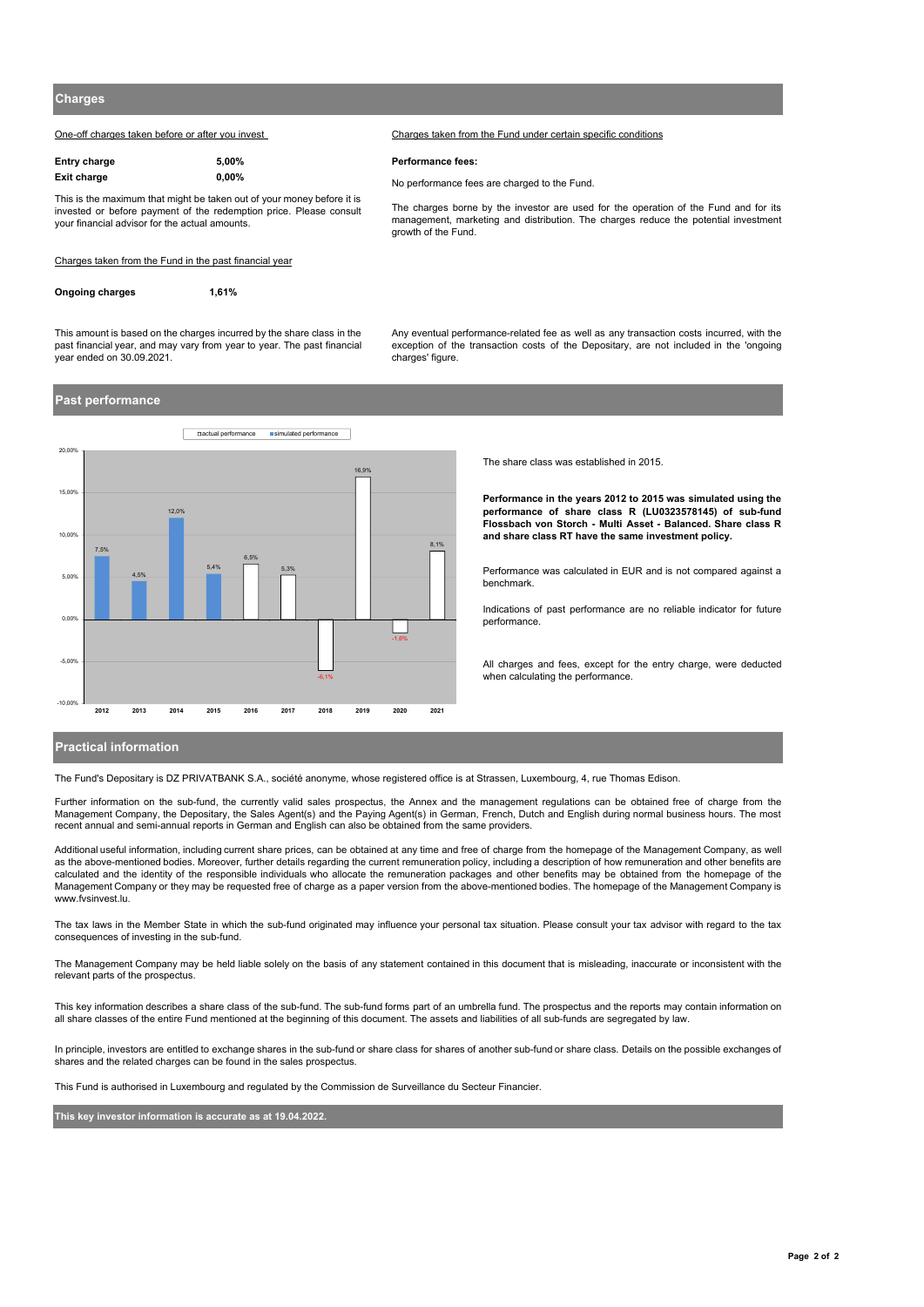## Charges

One-off charges taken before or after you invest

| | |
|---|---|
| **Entry charge** | **5,00%** |
| **Exit charge** | **0,00%** |

This is the maximum that might be taken out of your money before it is invested or before payment of the redemption price. Please consult your financial advisor for the actual amounts.

Charges taken from the Fund in the past financial year

| | |
|---|---|
| **Ongoing charges** | **1,61%** |

This amount is based on the charges incurred by the share class in the past financial year, and may vary from year to year. The past financial year ended on 30.09.2021.

Charges taken from the Fund under certain specific conditions

**Performance fees:**

No performance fees are charged to the Fund.

The charges borne by the investor are used for the operation of the Fund and for its management, marketing and distribution. The charges reduce the potential investment growth of the Fund.

Any eventual performance-related fee as well as any transaction costs incurred, with the exception of the transaction costs of the Depositary, are not included in the 'ongoing charges' figure.

## Past performance

actual performance
simulated performance

20,00%
15,00%
10,00%
5,00%
0,00%
-5,00%
-10,00%

7,5%
4,5%
12,0%
5,4%
6,5%
5,3%
-6,1%
16,9%
-1,6%
8,1%

2012 2013 2014 2015 2016 2017 2018 2019 2020 2021

The share class was established in 2015.

**Performance in the years 2012 to 2015 was simulated using the performance of share class R (LU0323578145) of sub-fund Flossbach von Storch - Multi Asset - Balanced. Share class R and share class RT have the same investment policy.**

Performance was calculated in EUR and is not compared against a benchmark.

Indications of past performance are no reliable indicator for future performance.

All charges and fees, except for the entry charge, were deducted when calculating the performance.

## Practical information

The Fund's Depositary is DZ PRIVATBANK S.A., société anonyme, whose registered office is at Strassen, Luxembourg, 4, rue Thomas Edison.

Further information on the sub-fund, the currently valid sales prospectus, the Annex and the management regulations can be obtained free of charge from the Management Company, the Depositary, the Sales Agent(s) and the Paying Agent(s) in German, French, Dutch and English during normal business hours. The most recent annual and semi-annual reports in German and English can also be obtained from the same providers.

Additional useful information, including current share prices, can be obtained at any time and free of charge from the homepage of the Management Company, as well as the above-mentioned bodies. Moreover, further details regarding the current remuneration policy, including a description of how remuneration and other benefits are calculated and the identity of the responsible individuals who allocate the remuneration packages and other benefits may be obtained from the homepage of the Management Company or they may be requested free of charge as a paper version from the above-mentioned bodies. The homepage of the Management Company is www.fvsinvest.lu.

The tax laws in the Member State in which the sub-fund originated may influence your personal tax situation. Please consult your tax advisor with regard to the tax consequences of investing in the sub-fund.

The Management Company may be held liable solely on the basis of any statement contained in this document that is misleading, inaccurate or inconsistent with the relevant parts of the prospectus.

This key information describes a share class of the sub-fund. The sub-fund forms part of an umbrella fund. The prospectus and the reports may contain information on all share classes of the entire Fund mentioned at the beginning of this document. The assets and liabilities of all sub-funds are segregated by law.

In principle, investors are entitled to exchange shares in the sub-fund or share class for shares of another sub-fund or share class. Details on the possible exchanges of shares and the related charges can be found in the sales prospectus.

This Fund is authorised in Luxembourg and regulated by the Commission de Surveillance du Secteur Financier.

**This key investor information is accurate as at 19.04.2022.**